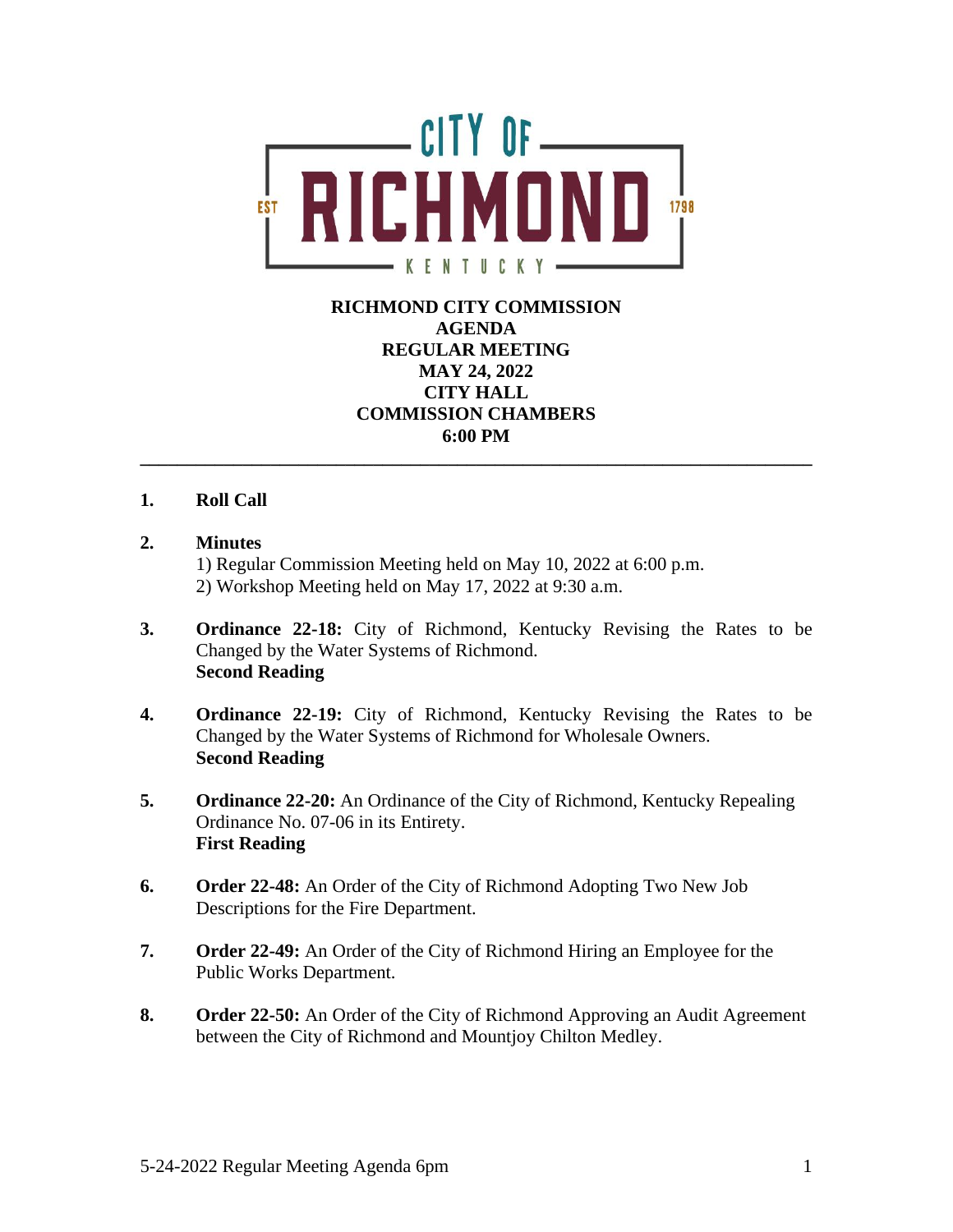CITY OF RICHMOND

EST 1798

KENTUCKY

**RICHMOND CITY COMMISSION**
**AGENDA**
**REGULAR MEETING**
**MAY 24, 2022**
**CITY HALL**
**COMMISSION CHAMBERS**
**6:00 PM**

---

1. **Roll Call**

2. **Minutes**
   1) Regular Commission Meeting held on May 10, 2022 at 6:00 p.m.
   2) Workshop Meeting held on May 17, 2022 at 9:30 a.m.

3. **Ordinance 22-18:** City of Richmond, Kentucky Revising the Rates to be Changed by the Water Systems of Richmond.
   **Second Reading**

4. **Ordinance 22-19:** City of Richmond, Kentucky Revising the Rates to be Changed by the Water Systems of Richmond for Wholesale Owners.
   **Second Reading**

5. **Ordinance 22-20:** An Ordinance of the City of Richmond, Kentucky Repealing Ordinance No. 07-06 in its Entirety.
   **First Reading**

6. **Order 22-48:** An Order of the City of Richmond Adopting Two New Job Descriptions for the Fire Department.

7. **Order 22-49:** An Order of the City of Richmond Hiring an Employee for the Public Works Department.

8. **Order 22-50:** An Order of the City of Richmond Approving an Audit Agreement between the City of Richmond and Mountjoy Chilton Medley.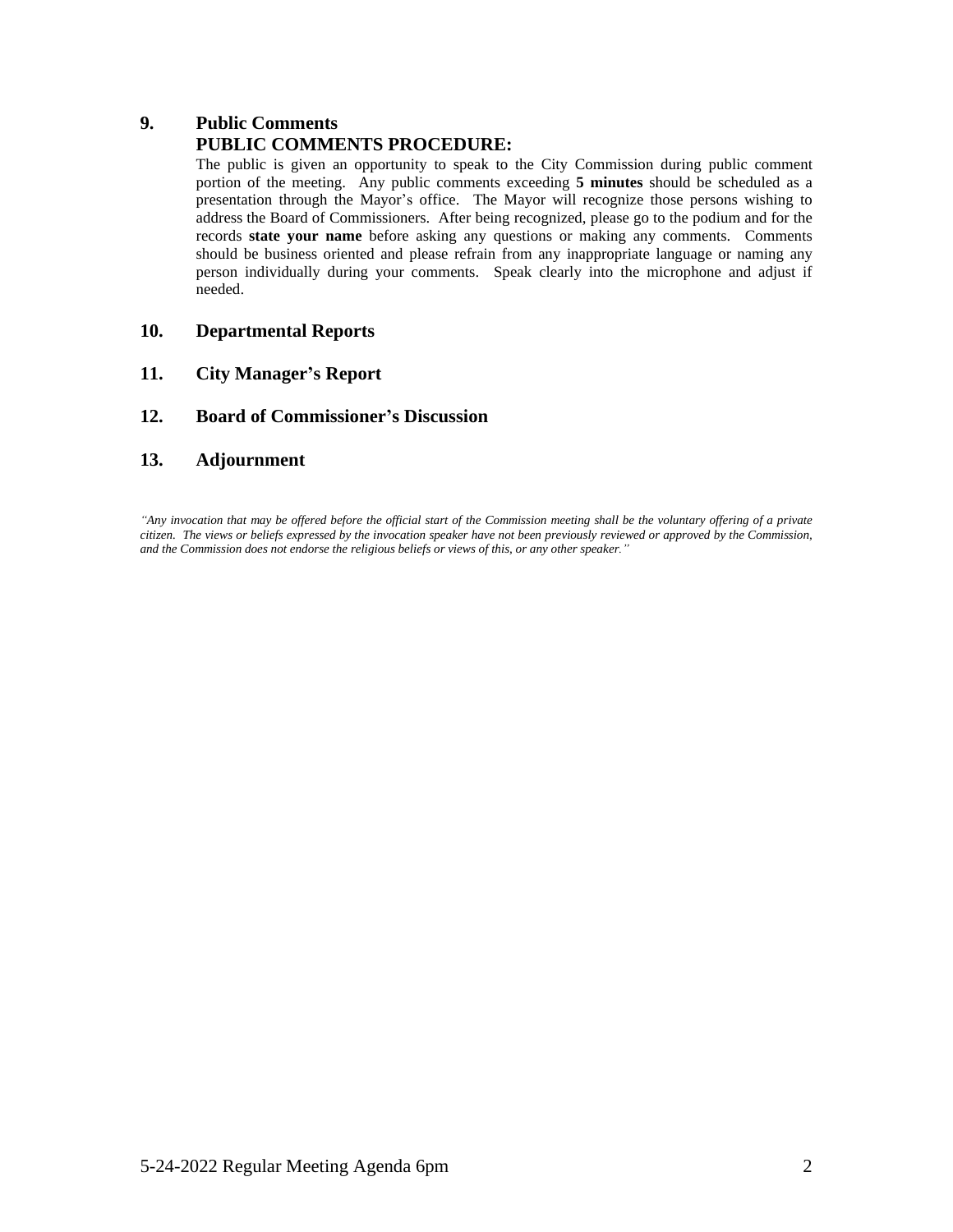## 9. Public Comments

**PUBLIC COMMENTS PROCEDURE:**

The public is given an opportunity to speak to the City Commission during public comment portion of the meeting. Any public comments exceeding **5 minutes** should be scheduled as a presentation through the Mayor's office. The Mayor will recognize those persons wishing to address the Board of Commissioners. After being recognized, please go to the podium and for the records **state your name** before asking any questions or making any comments. Comments should be business oriented and please refrain from any inappropriate language or naming any person individually during your comments. Speak clearly into the microphone and adjust if needed.

## 10. Departmental Reports

## 11. City Manager's Report

## 12. Board of Commissioner's Discussion

## 13. Adjournment

*"Any invocation that may be offered before the official start of the Commission meeting shall be the voluntary offering of a private citizen. The views or beliefs expressed by the invocation speaker have not been previously reviewed or approved by the Commission, and the Commission does not endorse the religious beliefs or views of this, or any other speaker."*